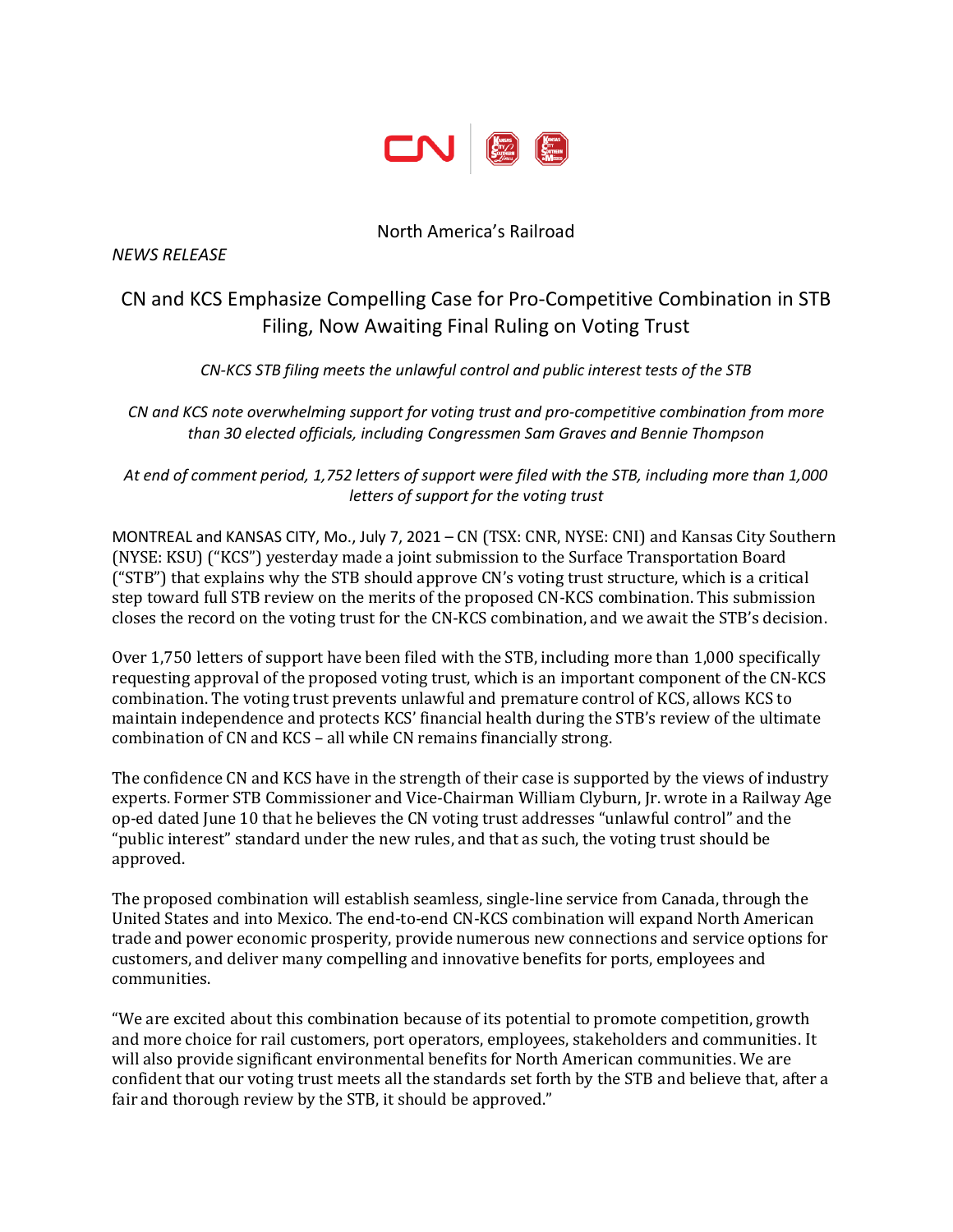North America's Railroad

*NEWS RELEASE*

# CN and KCS Emphasize Compelling Case for Pro-Competitive Combination in STB Filing, Now Awaiting Final Ruling on Voting Trust

*CN-KCS STB filing meets the unlawful control and public interest tests of the STB*

*CN and KCS note overwhelming support for voting trust and pro-competitive combination from more than 30 elected officials, including Congressmen Sam Graves and Bennie Thompson*

*At end of comment period, 1,752 letters of support were filed with the STB, including more than 1,000 letters of support for the voting trust*

MONTREAL and KANSAS CITY, Mo., July 7, 2021 – CN (TSX: CNR, NYSE: CNI) and Kansas City Southern (NYSE: KSU) ("KCS") yesterday made a joint submission to the Surface Transportation Board ("STB") that explains why the STB should approve CN's voting trust structure, which is a critical step toward full STB review on the merits of the proposed CN-KCS combination. This submission closes the record on the voting trust for the CN-KCS combination, and we await the STB's decision.

Over 1,750 letters of support have been filed with the STB, including more than 1,000 specifically requesting approval of the proposed voting trust, which is an important component of the CN-KCS combination. The voting trust prevents unlawful and premature control of KCS, allows KCS to maintain independence and protects KCS' financial health during the STB's review of the ultimate combination of CN and KCS – all while CN remains financially strong.

The confidence CN and KCS have in the strength of their case is supported by the views of industry experts. Former STB Commissioner and Vice-Chairman William Clyburn, Jr. wrote in a Railway Age op-ed dated June 10 that he believes the CN voting trust addresses "unlawful control" and the "public interest" standard under the new rules, and that as such, the voting trust should be approved.

The proposed combination will establish seamless, single-line service from Canada, through the United States and into Mexico. The end-to-end CN-KCS combination will expand North American trade and power economic prosperity, provide numerous new connections and service options for customers, and deliver many compelling and innovative benefits for ports, employees and communities.

"We are excited about this combination because of its potential to promote competition, growth and more choice for rail customers, port operators, employees, stakeholders and communities. It will also provide significant environmental benefits for North American communities. We are confident that our voting trust meets all the standards set forth by the STB and believe that, after a fair and thorough review by the STB, it should be approved."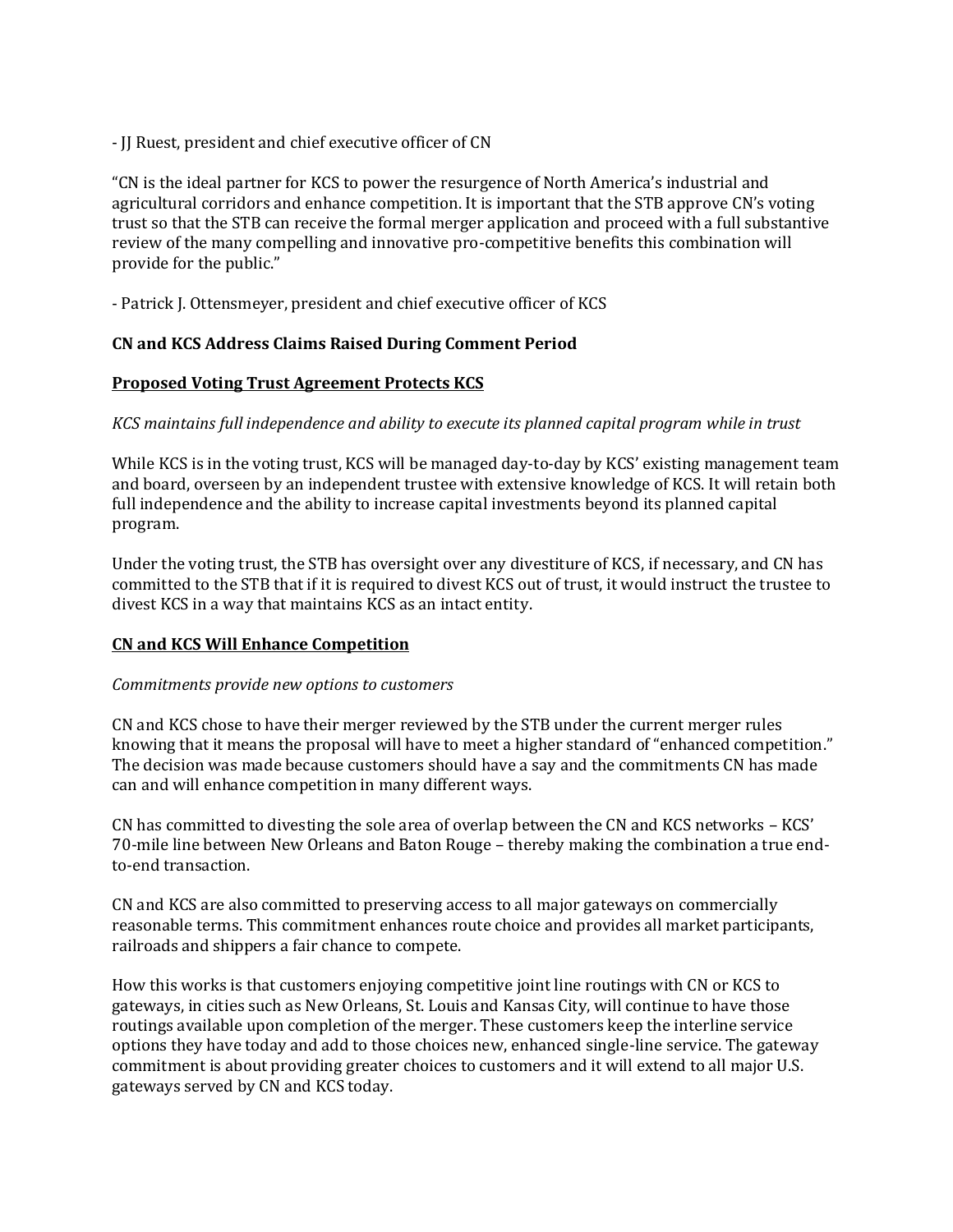- JJ Ruest, president and chief executive officer of CN

"CN is the ideal partner for KCS to power the resurgence of North America's industrial and agricultural corridors and enhance competition. It is important that the STB approve CN's voting trust so that the STB can receive the formal merger application and proceed with a full substantive review of the many compelling and innovative pro-competitive benefits this combination will provide for the public."

- Patrick J. Ottensmeyer, president and chief executive officer of KCS

**CN and KCS Address Claims Raised During Comment Period**

**Proposed Voting Trust Agreement Protects KCS**

*KCS maintains full independence and ability to execute its planned capital program while in trust*

While KCS is in the voting trust, KCS will be managed day-to-day by KCS' existing management team and board, overseen by an independent trustee with extensive knowledge of KCS. It will retain both full independence and the ability to increase capital investments beyond its planned capital program.

Under the voting trust, the STB has oversight over any divestiture of KCS, if necessary, and CN has committed to the STB that if it is required to divest KCS out of trust, it would instruct the trustee to divest KCS in a way that maintains KCS as an intact entity.

**CN and KCS Will Enhance Competition**

*Commitments provide new options to customers*

CN and KCS chose to have their merger reviewed by the STB under the current merger rules knowing that it means the proposal will have to meet a higher standard of "enhanced competition." The decision was made because customers should have a say and the commitments CN has made can and will enhance competition in many different ways.

CN has committed to divesting the sole area of overlap between the CN and KCS networks – KCS' 70-mile line between New Orleans and Baton Rouge – thereby making the combination a true end-to-end transaction.

CN and KCS are also committed to preserving access to all major gateways on commercially reasonable terms. This commitment enhances route choice and provides all market participants, railroads and shippers a fair chance to compete.

How this works is that customers enjoying competitive joint line routings with CN or KCS to gateways, in cities such as New Orleans, St. Louis and Kansas City, will continue to have those routings available upon completion of the merger. These customers keep the interline service options they have today and add to those choices new, enhanced single-line service. The gateway commitment is about providing greater choices to customers and it will extend to all major U.S. gateways served by CN and KCS today.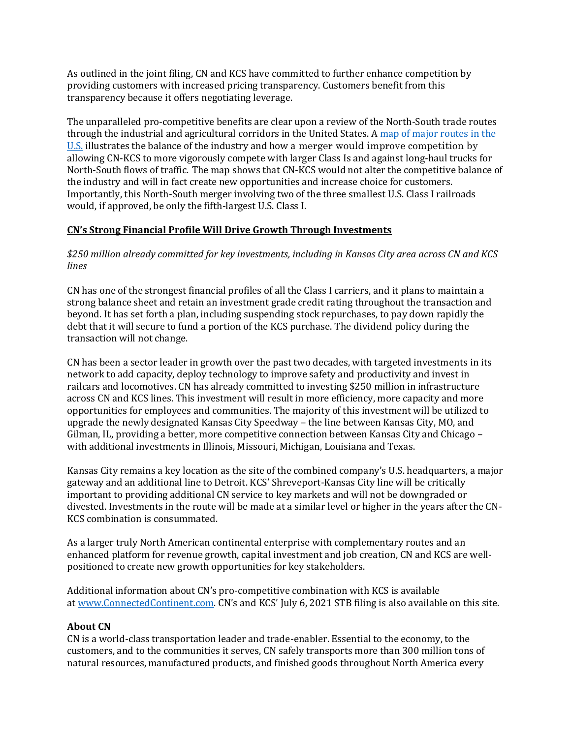As outlined in the joint filing, CN and KCS have committed to further enhance competition by providing customers with increased pricing transparency. Customers benefit from this transparency because it offers negotiating leverage.

The unparalleled pro-competitive benefits are clear upon a review of the North-South trade routes through the industrial and agricultural corridors in the United States. A [map of major routes in the U.S.]() illustrates the balance of the industry and how a merger would improve competition by allowing CN-KCS to more vigorously compete with larger Class Is and against long-haul trucks for North-South flows of traffic. The map shows that CN-KCS would not alter the competitive balance of the industry and will in fact create new opportunities and increase choice for customers. Importantly, this North-South merger involving two of the three smallest U.S. Class I railroads would, if approved, be only the fifth-largest U.S. Class I.

## CN's Strong Financial Profile Will Drive Growth Through Investments

*$250 million already committed for key investments, including in Kansas City area across CN and KCS lines*

CN has one of the strongest financial profiles of all the Class I carriers, and it plans to maintain a strong balance sheet and retain an investment grade credit rating throughout the transaction and beyond. It has set forth a plan, including suspending stock repurchases, to pay down rapidly the debt that it will secure to fund a portion of the KCS purchase. The dividend policy during the transaction will not change.

CN has been a sector leader in growth over the past two decades, with targeted investments in its network to add capacity, deploy technology to improve safety and productivity and invest in railcars and locomotives. CN has already committed to investing $250 million in infrastructure across CN and KCS lines. This investment will result in more efficiency, more capacity and more opportunities for employees and communities. The majority of this investment will be utilized to upgrade the newly designated Kansas City Speedway – the line between Kansas City, MO, and Gilman, IL, providing a better, more competitive connection between Kansas City and Chicago – with additional investments in Illinois, Missouri, Michigan, Louisiana and Texas.

Kansas City remains a key location as the site of the combined company's U.S. headquarters, a major gateway and an additional line to Detroit. KCS' Shreveport-Kansas City line will be critically important to providing additional CN service to key markets and will not be downgraded or divested. Investments in the route will be made at a similar level or higher in the years after the CN-KCS combination is consummated.

As a larger truly North American continental enterprise with complementary routes and an enhanced platform for revenue growth, capital investment and job creation, CN and KCS are well-positioned to create new growth opportunities for key stakeholders.

Additional information about CN's pro-competitive combination with KCS is available at [www.ConnectedContinent.com](www.ConnectedContinent.com). CN's and KCS' July 6, 2021 STB filing is also available on this site.

**About CN**

CN is a world-class transportation leader and trade-enabler. Essential to the economy, to the customers, and to the communities it serves, CN safely transports more than 300 million tons of natural resources, manufactured products, and finished goods throughout North America every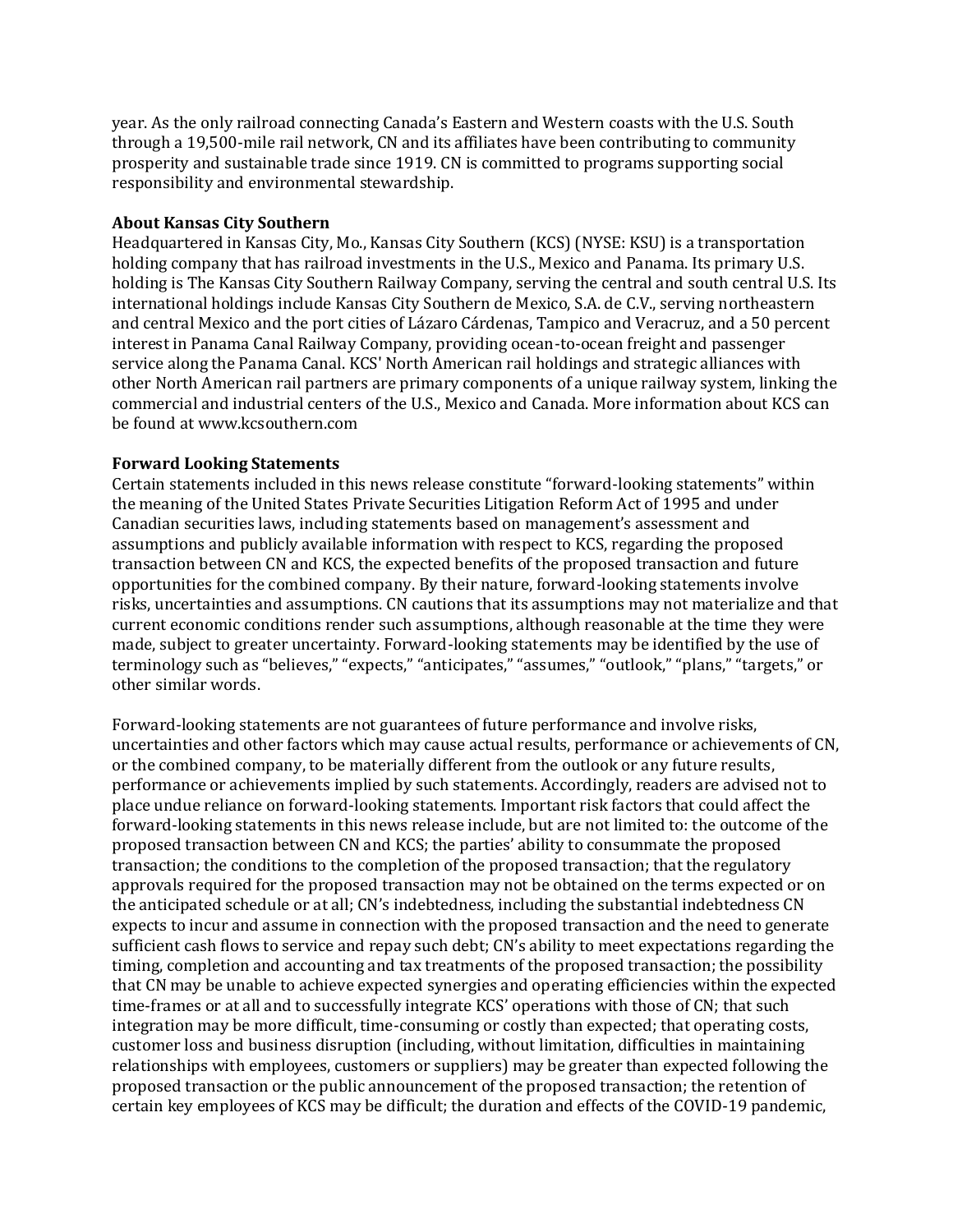year. As the only railroad connecting Canada's Eastern and Western coasts with the U.S. South through a 19,500-mile rail network, CN and its affiliates have been contributing to community prosperity and sustainable trade since 1919. CN is committed to programs supporting social responsibility and environmental stewardship.

**About Kansas City Southern**

Headquartered in Kansas City, Mo., Kansas City Southern (KCS) (NYSE: KSU) is a transportation holding company that has railroad investments in the U.S., Mexico and Panama. Its primary U.S. holding is The Kansas City Southern Railway Company, serving the central and south central U.S. Its international holdings include Kansas City Southern de Mexico, S.A. de C.V., serving northeastern and central Mexico and the port cities of Lázaro Cárdenas, Tampico and Veracruz, and a 50 percent interest in Panama Canal Railway Company, providing ocean-to-ocean freight and passenger service along the Panama Canal. KCS' North American rail holdings and strategic alliances with other North American rail partners are primary components of a unique railway system, linking the commercial and industrial centers of the U.S., Mexico and Canada. More information about KCS can be found at www.kcsouthern.com

**Forward Looking Statements**

Certain statements included in this news release constitute "forward-looking statements" within the meaning of the United States Private Securities Litigation Reform Act of 1995 and under Canadian securities laws, including statements based on management's assessment and assumptions and publicly available information with respect to KCS, regarding the proposed transaction between CN and KCS, the expected benefits of the proposed transaction and future opportunities for the combined company. By their nature, forward-looking statements involve risks, uncertainties and assumptions. CN cautions that its assumptions may not materialize and that current economic conditions render such assumptions, although reasonable at the time they were made, subject to greater uncertainty. Forward-looking statements may be identified by the use of terminology such as "believes," "expects," "anticipates," "assumes," "outlook," "plans," "targets," or other similar words.

Forward-looking statements are not guarantees of future performance and involve risks, uncertainties and other factors which may cause actual results, performance or achievements of CN, or the combined company, to be materially different from the outlook or any future results, performance or achievements implied by such statements. Accordingly, readers are advised not to place undue reliance on forward-looking statements. Important risk factors that could affect the forward-looking statements in this news release include, but are not limited to: the outcome of the proposed transaction between CN and KCS; the parties' ability to consummate the proposed transaction; the conditions to the completion of the proposed transaction; that the regulatory approvals required for the proposed transaction may not be obtained on the terms expected or on the anticipated schedule or at all; CN's indebtedness, including the substantial indebtedness CN expects to incur and assume in connection with the proposed transaction and the need to generate sufficient cash flows to service and repay such debt; CN's ability to meet expectations regarding the timing, completion and accounting and tax treatments of the proposed transaction; the possibility that CN may be unable to achieve expected synergies and operating efficiencies within the expected time-frames or at all and to successfully integrate KCS' operations with those of CN; that such integration may be more difficult, time-consuming or costly than expected; that operating costs, customer loss and business disruption (including, without limitation, difficulties in maintaining relationships with employees, customers or suppliers) may be greater than expected following the proposed transaction or the public announcement of the proposed transaction; the retention of certain key employees of KCS may be difficult; the duration and effects of the COVID-19 pandemic,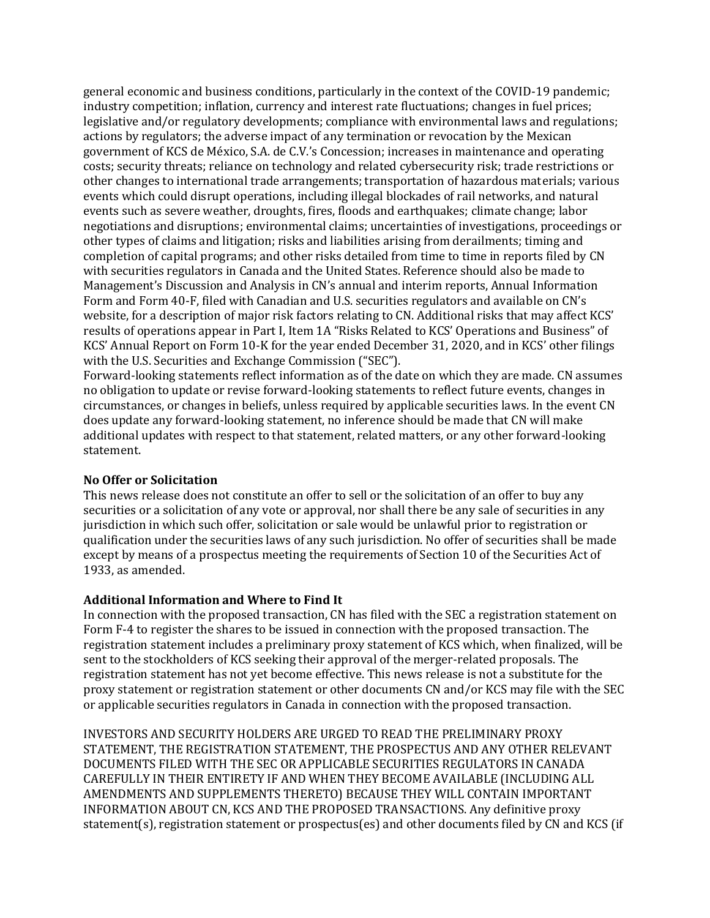general economic and business conditions, particularly in the context of the COVID-19 pandemic; industry competition; inflation, currency and interest rate fluctuations; changes in fuel prices; legislative and/or regulatory developments; compliance with environmental laws and regulations; actions by regulators; the adverse impact of any termination or revocation by the Mexican government of KCS de México, S.A. de C.V.'s Concession; increases in maintenance and operating costs; security threats; reliance on technology and related cybersecurity risk; trade restrictions or other changes to international trade arrangements; transportation of hazardous materials; various events which could disrupt operations, including illegal blockades of rail networks, and natural events such as severe weather, droughts, fires, floods and earthquakes; climate change; labor negotiations and disruptions; environmental claims; uncertainties of investigations, proceedings or other types of claims and litigation; risks and liabilities arising from derailments; timing and completion of capital programs; and other risks detailed from time to time in reports filed by CN with securities regulators in Canada and the United States. Reference should also be made to Management's Discussion and Analysis in CN's annual and interim reports, Annual Information Form and Form 40-F, filed with Canadian and U.S. securities regulators and available on CN's website, for a description of major risk factors relating to CN. Additional risks that may affect KCS' results of operations appear in Part I, Item 1A "Risks Related to KCS' Operations and Business" of KCS' Annual Report on Form 10-K for the year ended December 31, 2020, and in KCS' other filings with the U.S. Securities and Exchange Commission ("SEC").

Forward-looking statements reflect information as of the date on which they are made. CN assumes no obligation to update or revise forward-looking statements to reflect future events, changes in circumstances, or changes in beliefs, unless required by applicable securities laws. In the event CN does update any forward-looking statement, no inference should be made that CN will make additional updates with respect to that statement, related matters, or any other forward-looking statement.

**No Offer or Solicitation**

This news release does not constitute an offer to sell or the solicitation of an offer to buy any securities or a solicitation of any vote or approval, nor shall there be any sale of securities in any jurisdiction in which such offer, solicitation or sale would be unlawful prior to registration or qualification under the securities laws of any such jurisdiction. No offer of securities shall be made except by means of a prospectus meeting the requirements of Section 10 of the Securities Act of 1933, as amended.

**Additional Information and Where to Find It**

In connection with the proposed transaction, CN has filed with the SEC a registration statement on Form F-4 to register the shares to be issued in connection with the proposed transaction. The registration statement includes a preliminary proxy statement of KCS which, when finalized, will be sent to the stockholders of KCS seeking their approval of the merger-related proposals. The registration statement has not yet become effective. This news release is not a substitute for the proxy statement or registration statement or other documents CN and/or KCS may file with the SEC or applicable securities regulators in Canada in connection with the proposed transaction.

INVESTORS AND SECURITY HOLDERS ARE URGED TO READ THE PRELIMINARY PROXY STATEMENT, THE REGISTRATION STATEMENT, THE PROSPECTUS AND ANY OTHER RELEVANT DOCUMENTS FILED WITH THE SEC OR APPLICABLE SECURITIES REGULATORS IN CANADA CAREFULLY IN THEIR ENTIRETY IF AND WHEN THEY BECOME AVAILABLE (INCLUDING ALL AMENDMENTS AND SUPPLEMENTS THERETO) BECAUSE THEY WILL CONTAIN IMPORTANT INFORMATION ABOUT CN, KCS AND THE PROPOSED TRANSACTIONS. Any definitive proxy statement(s), registration statement or prospectus(es) and other documents filed by CN and KCS (if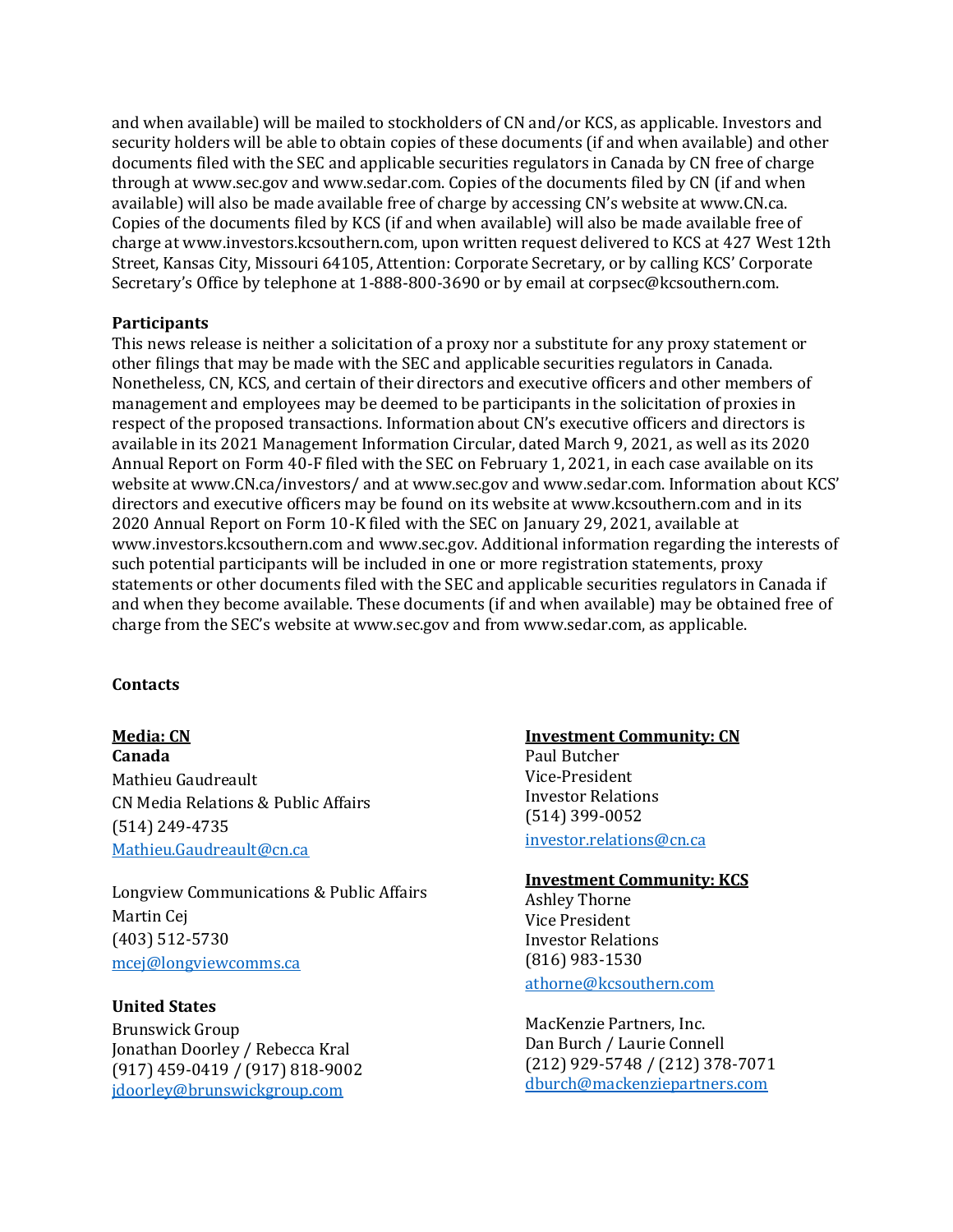and when available) will be mailed to stockholders of CN and/or KCS, as applicable. Investors and security holders will be able to obtain copies of these documents (if and when available) and other documents filed with the SEC and applicable securities regulators in Canada by CN free of charge through at www.sec.gov and www.sedar.com. Copies of the documents filed by CN (if and when available) will also be made available free of charge by accessing CN's website at www.CN.ca. Copies of the documents filed by KCS (if and when available) will also be made available free of charge at www.investors.kcsouthern.com, upon written request delivered to KCS at 427 West 12th Street, Kansas City, Missouri 64105, Attention: Corporate Secretary, or by calling KCS' Corporate Secretary's Office by telephone at 1-888-800-3690 or by email at corpsec@kcsouthern.com.

**Participants**

This news release is neither a solicitation of a proxy nor a substitute for any proxy statement or other filings that may be made with the SEC and applicable securities regulators in Canada. Nonetheless, CN, KCS, and certain of their directors and executive officers and other members of management and employees may be deemed to be participants in the solicitation of proxies in respect of the proposed transactions. Information about CN's executive officers and directors is available in its 2021 Management Information Circular, dated March 9, 2021, as well as its 2020 Annual Report on Form 40-F filed with the SEC on February 1, 2021, in each case available on its website at www.CN.ca/investors/ and at www.sec.gov and www.sedar.com. Information about KCS' directors and executive officers may be found on its website at www.kcsouthern.com and in its 2020 Annual Report on Form 10-K filed with the SEC on January 29, 2021, available at www.investors.kcsouthern.com and www.sec.gov. Additional information regarding the interests of such potential participants will be included in one or more registration statements, proxy statements or other documents filed with the SEC and applicable securities regulators in Canada if and when they become available. These documents (if and when available) may be obtained free of charge from the SEC's website at www.sec.gov and from www.sedar.com, as applicable.

**Contacts**

**Media: CN**

**Canada**

Mathieu Gaudreault
CN Media Relations & Public Affairs
(514) 249-4735
Mathieu.Gaudreault@cn.ca

Longview Communications & Public Affairs
Martin Cej
(403) 512-5730
mcej@longviewcomms.ca

**United States**

Brunswick Group
Jonathan Doorley / Rebecca Kral
(917) 459-0419 / (917) 818-9002
jdoorley@brunswickgroup.com

**Investment Community: CN**

Paul Butcher
Vice-President
Investor Relations
(514) 399-0052
investor.relations@cn.ca

**Investment Community: KCS**

Ashley Thorne
Vice President
Investor Relations
(816) 983-1530
athorne@kcsouthern.com

MacKenzie Partners, Inc.
Dan Burch / Laurie Connell
(212) 929-5748 / (212) 378-7071
dburch@mackenziepartners.com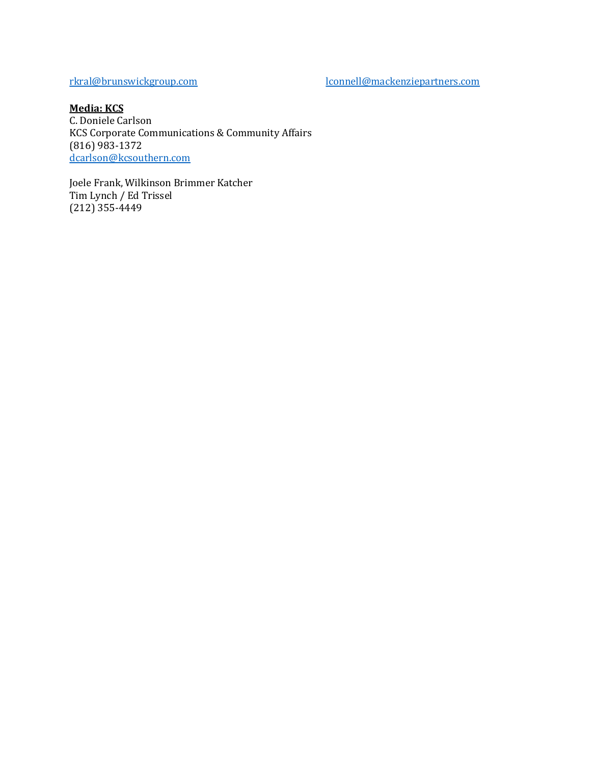rkral@brunswickgroup.com

lconnell@mackenziepartners.com

**Media: KCS**
C. Doniele Carlson
KCS Corporate Communications & Community Affairs
(816) 983-1372
dcarlson@kcsouthern.com

Joele Frank, Wilkinson Brimmer Katcher
Tim Lynch / Ed Trissel
(212) 355-4449